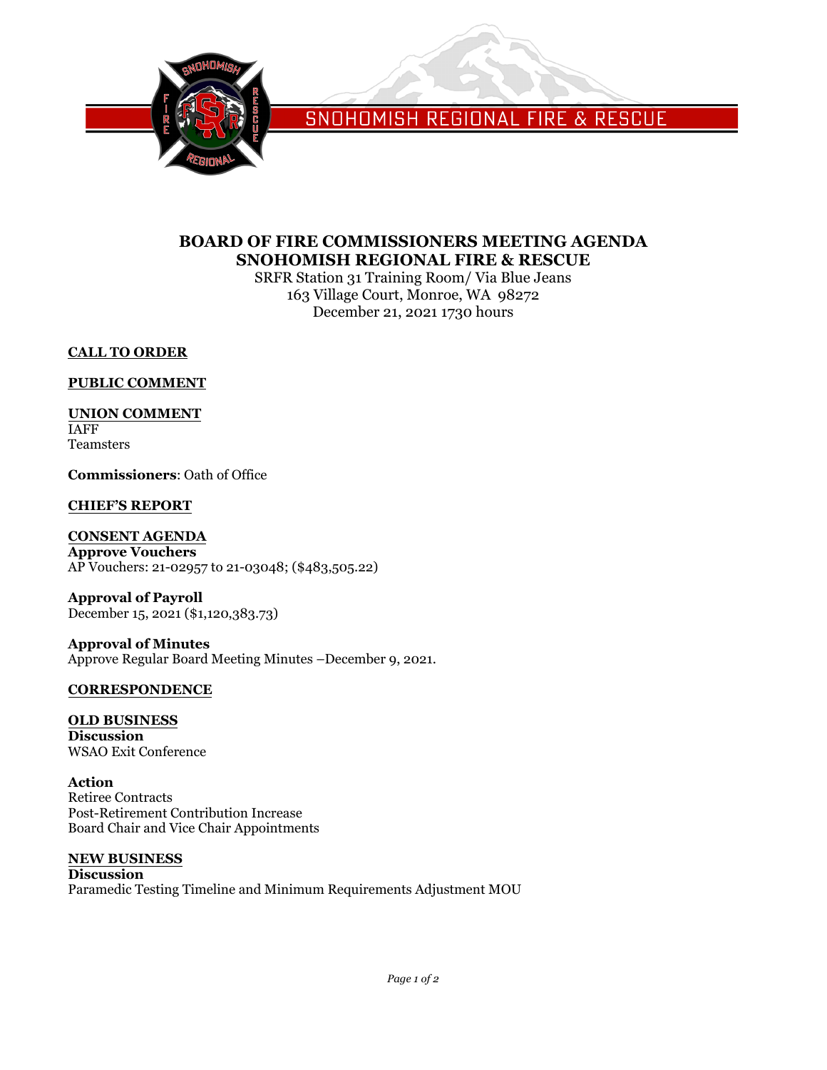SNOHOMISH REGIONAL FIRE & RESCUE

# BOARD OF FIRE COMMISSIONERS MEETING AGENDA
# SNOHOMISH REGIONAL FIRE & RESCUE

SRFR Station 31 Training Room/ Via Blue Jeans
163 Village Court, Monroe, WA 98272
December 21, 2021 1730 hours

**CALL TO ORDER**

**PUBLIC COMMENT**

**UNION COMMENT**
IAFF
Teamsters

**Commissioners**: Oath of Office

**CHIEF'S REPORT**

**CONSENT AGENDA**
**Approve Vouchers**
AP Vouchers: 21-02957 to 21-03048; ($483,505.22)

**Approval of Payroll**
December 15, 2021 ($1,120,383.73)

**Approval of Minutes**
Approve Regular Board Meeting Minutes –December 9, 2021.

**CORRESPONDENCE**

**OLD BUSINESS**
**Discussion**
WSAO Exit Conference

**Action**
Retiree Contracts
Post-Retirement Contribution Increase
Board Chair and Vice Chair Appointments

**NEW BUSINESS**
**Discussion**
Paramedic Testing Timeline and Minimum Requirements Adjustment MOU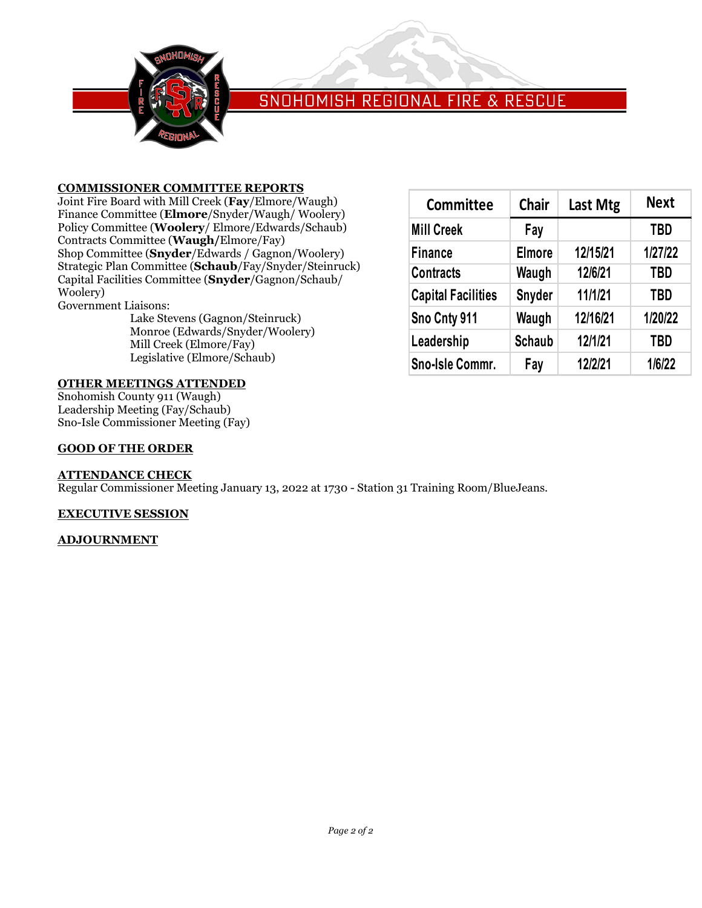**SNOHOMISH REGIONAL FIRE & RESCUE**

**COMMISSIONER COMMITTEE REPORTS**

Joint Fire Board with Mill Creek (**Fay**/Elmore/Waugh)
Finance Committee (**Elmore**/Snyder/Waugh/ Woolery)
Policy Committee (**Woolery**/ Elmore/Edwards/Schaub)
Contracts Committee (**Waugh/**Elmore/Fay)
Shop Committee (**Snyder**/Edwards / Gagnon/Woolery)
Strategic Plan Committee (**Schaub**/Fay/Snyder/Steinruck)
Capital Facilities Committee (**Snyder**/Gagnon/Schaub/ Woolery)
Government Liaisons:

- Lake Stevens (Gagnon/Steinruck)
- Monroe (Edwards/Snyder/Woolery)
- Mill Creek (Elmore/Fay)
- Legislative (Elmore/Schaub)

| Committee | Chair | Last Mtg | Next |
|---|---|---|---|
| Mill Creek | Fay | | TBD |
| Finance | Elmore | 12/15/21 | 1/27/22 |
| Contracts | Waugh | 12/6/21 | TBD |
| Capital Facilities | Snyder | 11/1/21 | TBD |
| Sno Cnty 911 | Waugh | 12/16/21 | 1/20/22 |
| Leadership | Schaub | 12/1/21 | TBD |
| Sno-Isle Commr. | Fay | 12/2/21 | 1/6/22 |

**OTHER MEETINGS ATTENDED**

Snohomish County 911 (Waugh)
Leadership Meeting (Fay/Schaub)
Sno-Isle Commissioner Meeting (Fay)

**GOOD OF THE ORDER**

**ATTENDANCE CHECK**

Regular Commissioner Meeting January 13, 2022 at 1730 - Station 31 Training Room/BlueJeans.

**EXECUTIVE SESSION**

**ADJOURNMENT**